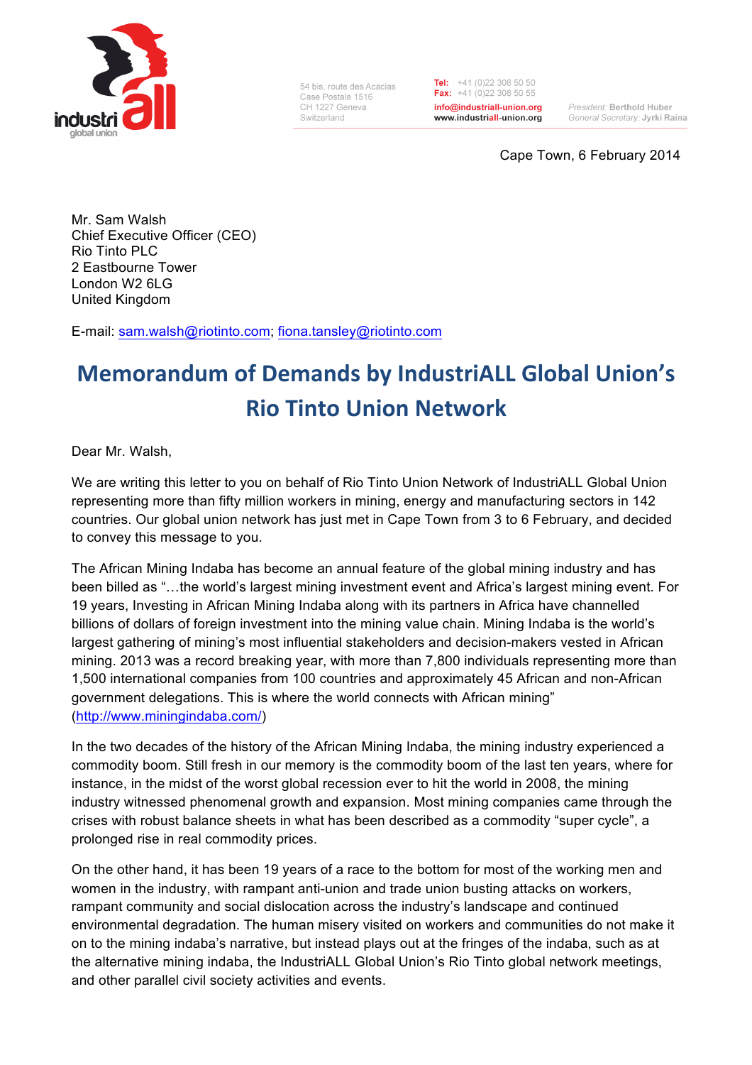54 bis, route des Acacias
Case Postale 1516
CH 1227 Geneva
Switzerland

Tel: +41 (0)22 308 50 50
Fax: +41 (0)22 308 50 55
info@industriall-union.org
www.industriall-union.org

President: Berthold Huber
General Secretary: Jyrki Raina

Cape Town, 6 February 2014

Mr. Sam Walsh
Chief Executive Officer (CEO)
Rio Tinto PLC
2 Eastbourne Tower
London W2 6LG
United Kingdom

E-mail: sam.walsh@riotinto.com; fiona.tansley@riotinto.com

# Memorandum of Demands by IndustriALL Global Union's Rio Tinto Union Network

Dear Mr. Walsh,

We are writing this letter to you on behalf of Rio Tinto Union Network of IndustriALL Global Union representing more than fifty million workers in mining, energy and manufacturing sectors in 142 countries. Our global union network has just met in Cape Town from 3 to 6 February, and decided to convey this message to you.

The African Mining Indaba has become an annual feature of the global mining industry and has been billed as "…the world's largest mining investment event and Africa's largest mining event. For 19 years, Investing in African Mining Indaba along with its partners in Africa have channelled billions of dollars of foreign investment into the mining value chain. Mining Indaba is the world's largest gathering of mining's most influential stakeholders and decision-makers vested in African mining. 2013 was a record breaking year, with more than 7,800 individuals representing more than 1,500 international companies from 100 countries and approximately 45 African and non-African government delegations. This is where the world connects with African mining" (http://www.miningindaba.com/)

In the two decades of the history of the African Mining Indaba, the mining industry experienced a commodity boom. Still fresh in our memory is the commodity boom of the last ten years, where for instance, in the midst of the worst global recession ever to hit the world in 2008, the mining industry witnessed phenomenal growth and expansion. Most mining companies came through the crises with robust balance sheets in what has been described as a commodity "super cycle", a prolonged rise in real commodity prices.

On the other hand, it has been 19 years of a race to the bottom for most of the working men and women in the industry, with rampant anti-union and trade union busting attacks on workers, rampant community and social dislocation across the industry's landscape and continued environmental degradation. The human misery visited on workers and communities do not make it on to the mining indaba's narrative, but instead plays out at the fringes of the indaba, such as at the alternative mining indaba, the IndustriALL Global Union's Rio Tinto global network meetings, and other parallel civil society activities and events.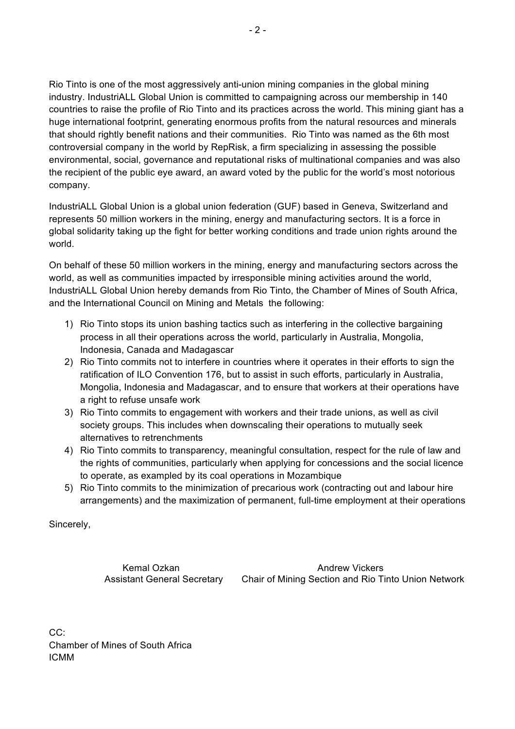Rio Tinto is one of the most aggressively anti-union mining companies in the global mining industry. IndustriALL Global Union is committed to campaigning across our membership in 140 countries to raise the profile of Rio Tinto and its practices across the world. This mining giant has a huge international footprint, generating enormous profits from the natural resources and minerals that should rightly benefit nations and their communities. Rio Tinto was named as the 6th most controversial company in the world by RepRisk, a firm specializing in assessing the possible environmental, social, governance and reputational risks of multinational companies and was also the recipient of the public eye award, an award voted by the public for the world's most notorious company.

IndustriALL Global Union is a global union federation (GUF) based in Geneva, Switzerland and represents 50 million workers in the mining, energy and manufacturing sectors. It is a force in global solidarity taking up the fight for better working conditions and trade union rights around the world.

On behalf of these 50 million workers in the mining, energy and manufacturing sectors across the world, as well as communities impacted by irresponsible mining activities around the world, IndustriALL Global Union hereby demands from Rio Tinto, the Chamber of Mines of South Africa, and the International Council on Mining and Metals the following:

1) Rio Tinto stops its union bashing tactics such as interfering in the collective bargaining process in all their operations across the world, particularly in Australia, Mongolia, Indonesia, Canada and Madagascar
2) Rio Tinto commits not to interfere in countries where it operates in their efforts to sign the ratification of ILO Convention 176, but to assist in such efforts, particularly in Australia, Mongolia, Indonesia and Madagascar, and to ensure that workers at their operations have a right to refuse unsafe work
3) Rio Tinto commits to engagement with workers and their trade unions, as well as civil society groups. This includes when downscaling their operations to mutually seek alternatives to retrenchments
4) Rio Tinto commits to transparency, meaningful consultation, respect for the rule of law and the rights of communities, particularly when applying for concessions and the social licence to operate, as exampled by its coal operations in Mozambique
5) Rio Tinto commits to the minimization of precarious work (contracting out and labour hire arrangements) and the maximization of permanent, full-time employment at their operations

Sincerely,

Kemal Ozkan
Assistant General Secretary

Andrew Vickers
Chair of Mining Section and Rio Tinto Union Network

CC:
Chamber of Mines of South Africa
ICMM